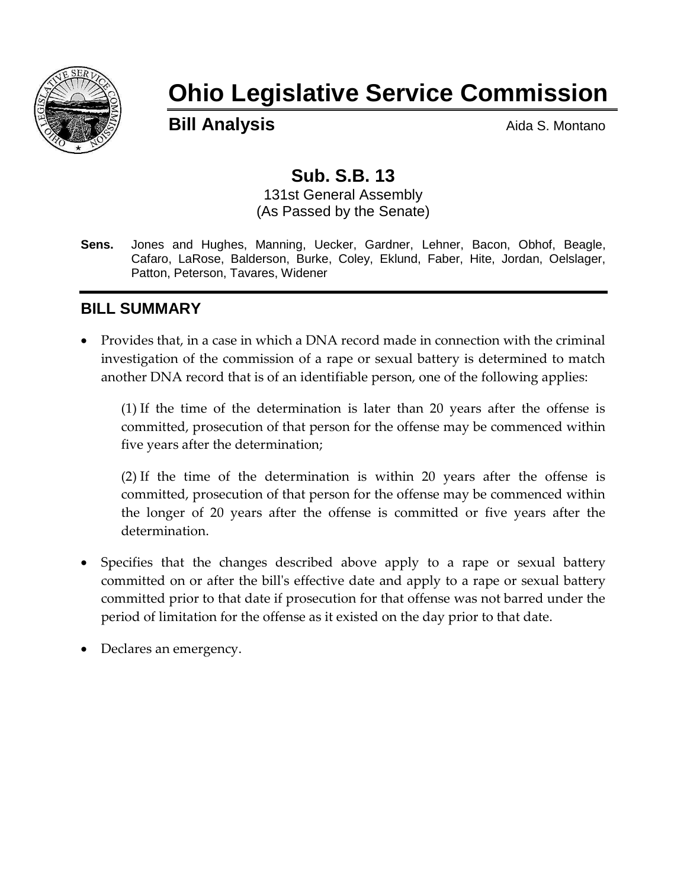# Ohio Legislative Service Commission

**Bill Analysis** Aida S. Montano

## Sub. S.B. 13

131st General Assembly
(As Passed by the Senate)

**Sens.** Jones and Hughes, Manning, Uecker, Gardner, Lehner, Bacon, Obhof, Beagle, Cafaro, LaRose, Balderson, Burke, Coley, Eklund, Faber, Hite, Jordan, Oelslager, Patton, Peterson, Tavares, Widener

## BILL SUMMARY

- Provides that, in a case in which a DNA record made in connection with the criminal investigation of the commission of a rape or sexual battery is determined to match another DNA record that is of an identifiable person, one of the following applies:

  (1) If the time of the determination is later than 20 years after the offense is committed, prosecution of that person for the offense may be commenced within five years after the determination;

  (2) If the time of the determination is within 20 years after the offense is committed, prosecution of that person for the offense may be commenced within the longer of 20 years after the offense is committed or five years after the determination.

- Specifies that the changes described above apply to a rape or sexual battery committed on or after the bill's effective date and apply to a rape or sexual battery committed prior to that date if prosecution for that offense was not barred under the period of limitation for the offense as it existed on the day prior to that date.

- Declares an emergency.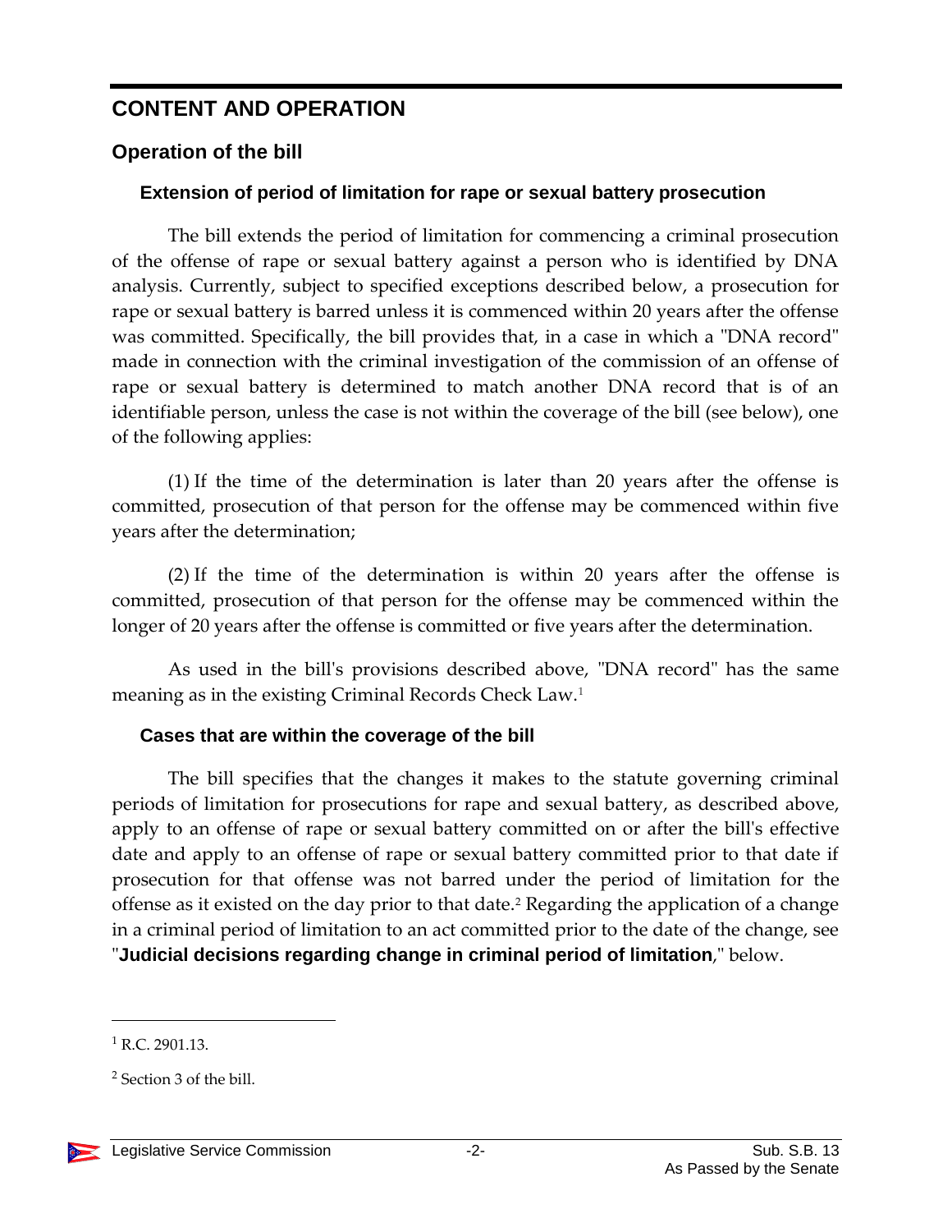# CONTENT AND OPERATION

## Operation of the bill

### Extension of period of limitation for rape or sexual battery prosecution

The bill extends the period of limitation for commencing a criminal prosecution of the offense of rape or sexual battery against a person who is identified by DNA analysis. Currently, subject to specified exceptions described below, a prosecution for rape or sexual battery is barred unless it is commenced within 20 years after the offense was committed. Specifically, the bill provides that, in a case in which a "DNA record" made in connection with the criminal investigation of the commission of an offense of rape or sexual battery is determined to match another DNA record that is of an identifiable person, unless the case is not within the coverage of the bill (see below), one of the following applies:

(1) If the time of the determination is later than 20 years after the offense is committed, prosecution of that person for the offense may be commenced within five years after the determination;

(2) If the time of the determination is within 20 years after the offense is committed, prosecution of that person for the offense may be commenced within the longer of 20 years after the offense is committed or five years after the determination.

As used in the bill's provisions described above, "DNA record" has the same meaning as in the existing Criminal Records Check Law.[1]

### Cases that are within the coverage of the bill

The bill specifies that the changes it makes to the statute governing criminal periods of limitation for prosecutions for rape and sexual battery, as described above, apply to an offense of rape or sexual battery committed on or after the bill's effective date and apply to an offense of rape or sexual battery committed prior to that date if prosecution for that offense was not barred under the period of limitation for the offense as it existed on the day prior to that date.[2] Regarding the application of a change in a criminal period of limitation to an act committed prior to the date of the change, see "**Judicial decisions regarding change in criminal period of limitation**," below.

---

[1] R.C. 2901.13.

[2] Section 3 of the bill.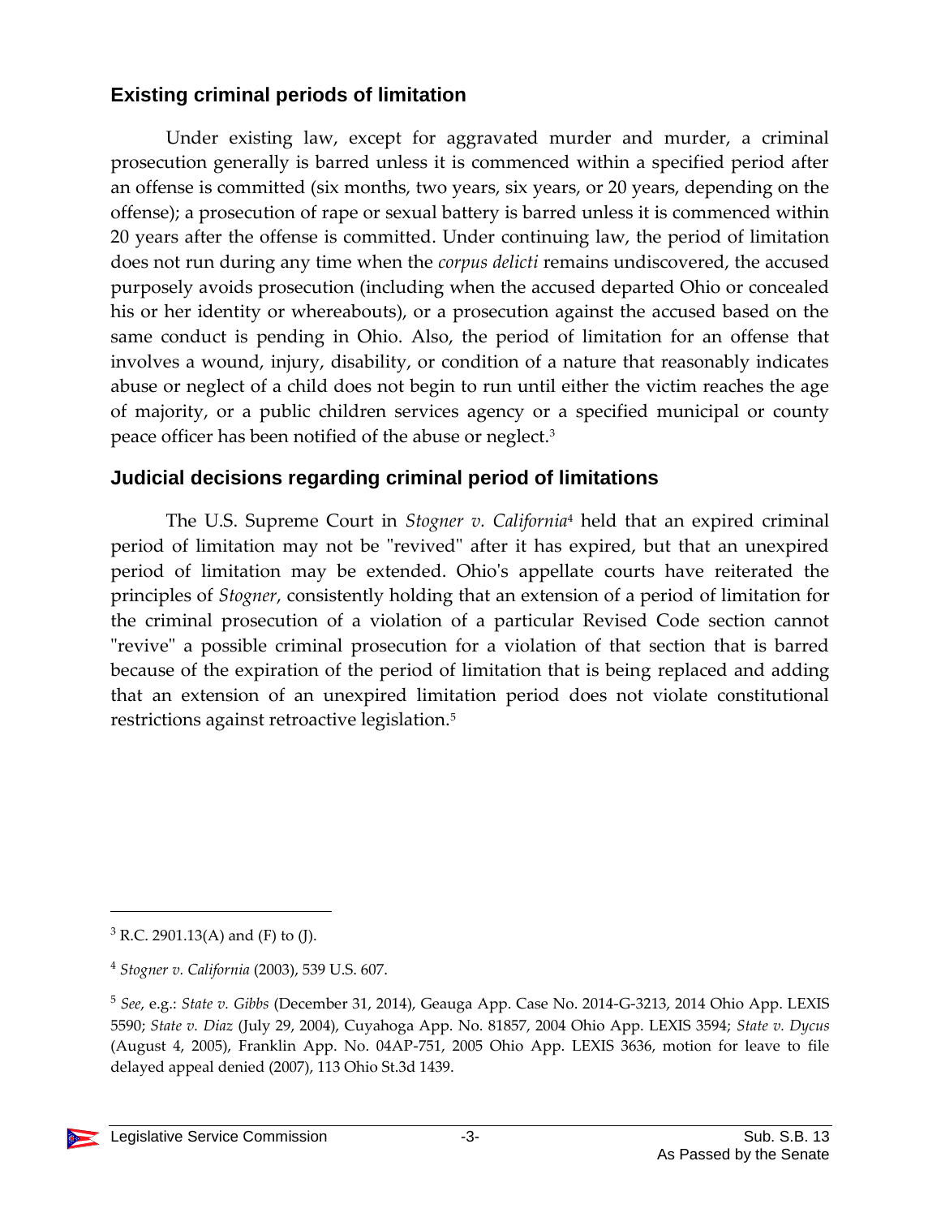## Existing criminal periods of limitation

Under existing law, except for aggravated murder and murder, a criminal prosecution generally is barred unless it is commenced within a specified period after an offense is committed (six months, two years, six years, or 20 years, depending on the offense); a prosecution of rape or sexual battery is barred unless it is commenced within 20 years after the offense is committed. Under continuing law, the period of limitation does not run during any time when the *corpus delicti* remains undiscovered, the accused purposely avoids prosecution (including when the accused departed Ohio or concealed his or her identity or whereabouts), or a prosecution against the accused based on the same conduct is pending in Ohio. Also, the period of limitation for an offense that involves a wound, injury, disability, or condition of a nature that reasonably indicates abuse or neglect of a child does not begin to run until either the victim reaches the age of majority, or a public children services agency or a specified municipal or county peace officer has been notified of the abuse or neglect.[3]

## Judicial decisions regarding criminal period of limitations

The U.S. Supreme Court in *Stogner v. California*[4] held that an expired criminal period of limitation may not be "revived" after it has expired, but that an unexpired period of limitation may be extended. Ohio's appellate courts have reiterated the principles of *Stogner*, consistently holding that an extension of a period of limitation for the criminal prosecution of a violation of a particular Revised Code section cannot "revive" a possible criminal prosecution for a violation of that section that is barred because of the expiration of the period of limitation that is being replaced and adding that an extension of an unexpired limitation period does not violate constitutional restrictions against retroactive legislation.[5]

---

[3] R.C. 2901.13(A) and (F) to (J).

[4] *Stogner v. California* (2003), 539 U.S. 607.

[5] *See*, e.g.: *State v. Gibbs* (December 31, 2014), Geauga App. Case No. 2014-G-3213, 2014 Ohio App. LEXIS 5590; *State v. Diaz* (July 29, 2004), Cuyahoga App. No. 81857, 2004 Ohio App. LEXIS 3594; *State v. Dycus* (August 4, 2005), Franklin App. No. 04AP-751, 2005 Ohio App. LEXIS 3636, motion for leave to file delayed appeal denied (2007), 113 Ohio St.3d 1439.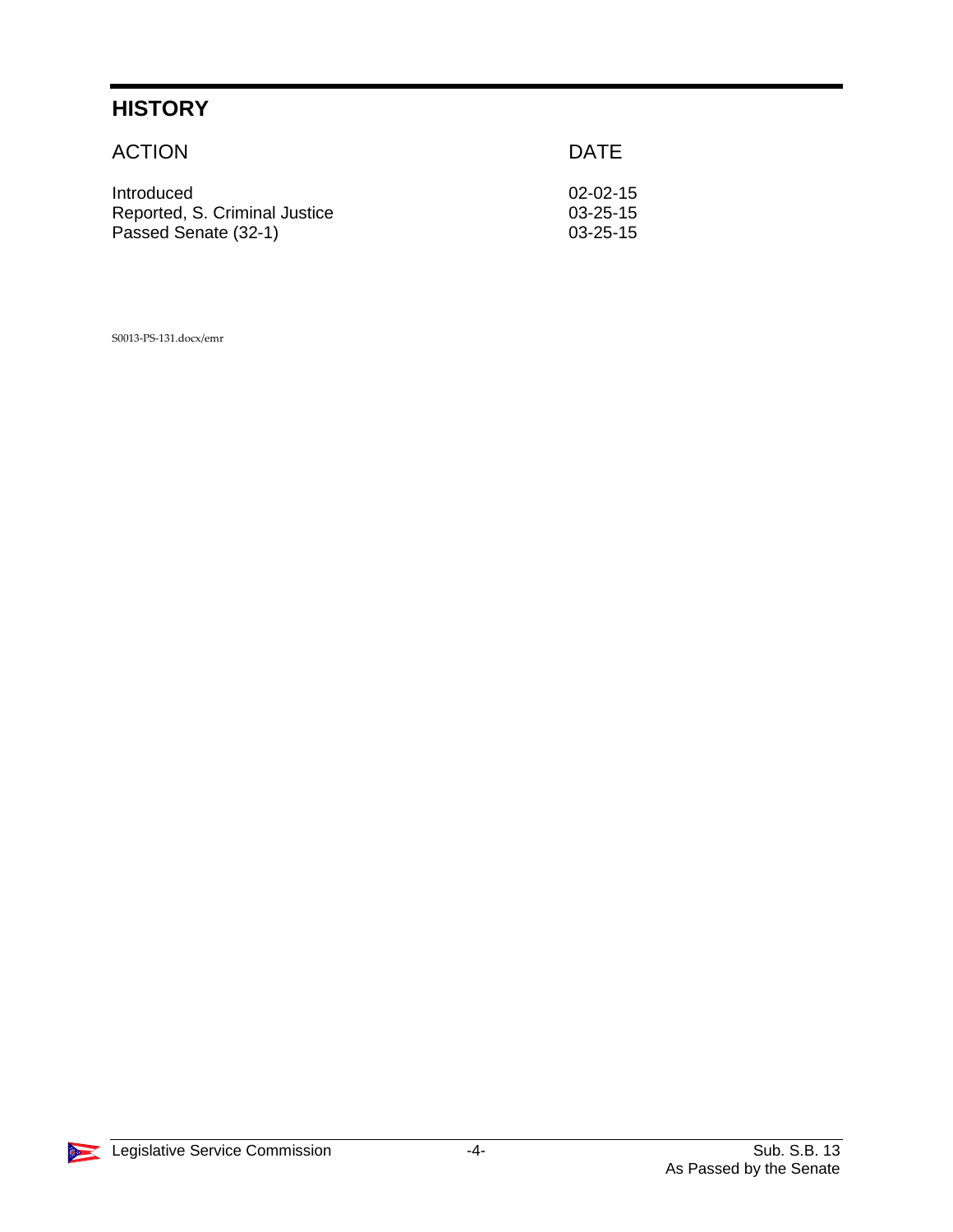## HISTORY

| ACTION | DATE |
|---|---|
| Introduced | 02-02-15 |
| Reported, S. Criminal Justice | 03-25-15 |
| Passed Senate (32-1) | 03-25-15 |

S0013-PS-131.docx/emr